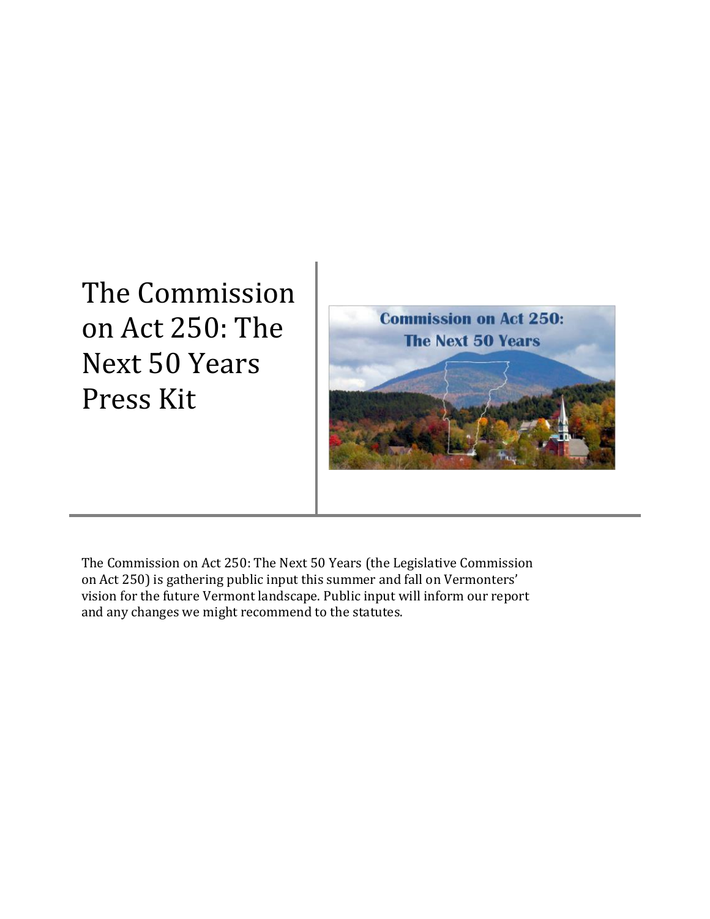# The Commission on Act 250: The Next 50 Years Press Kit

The Commission on Act 250: The Next 50 Years (the Legislative Commission on Act 250) is gathering public input this summer and fall on Vermonters' vision for the future Vermont landscape. Public input will inform our report and any changes we might recommend to the statutes.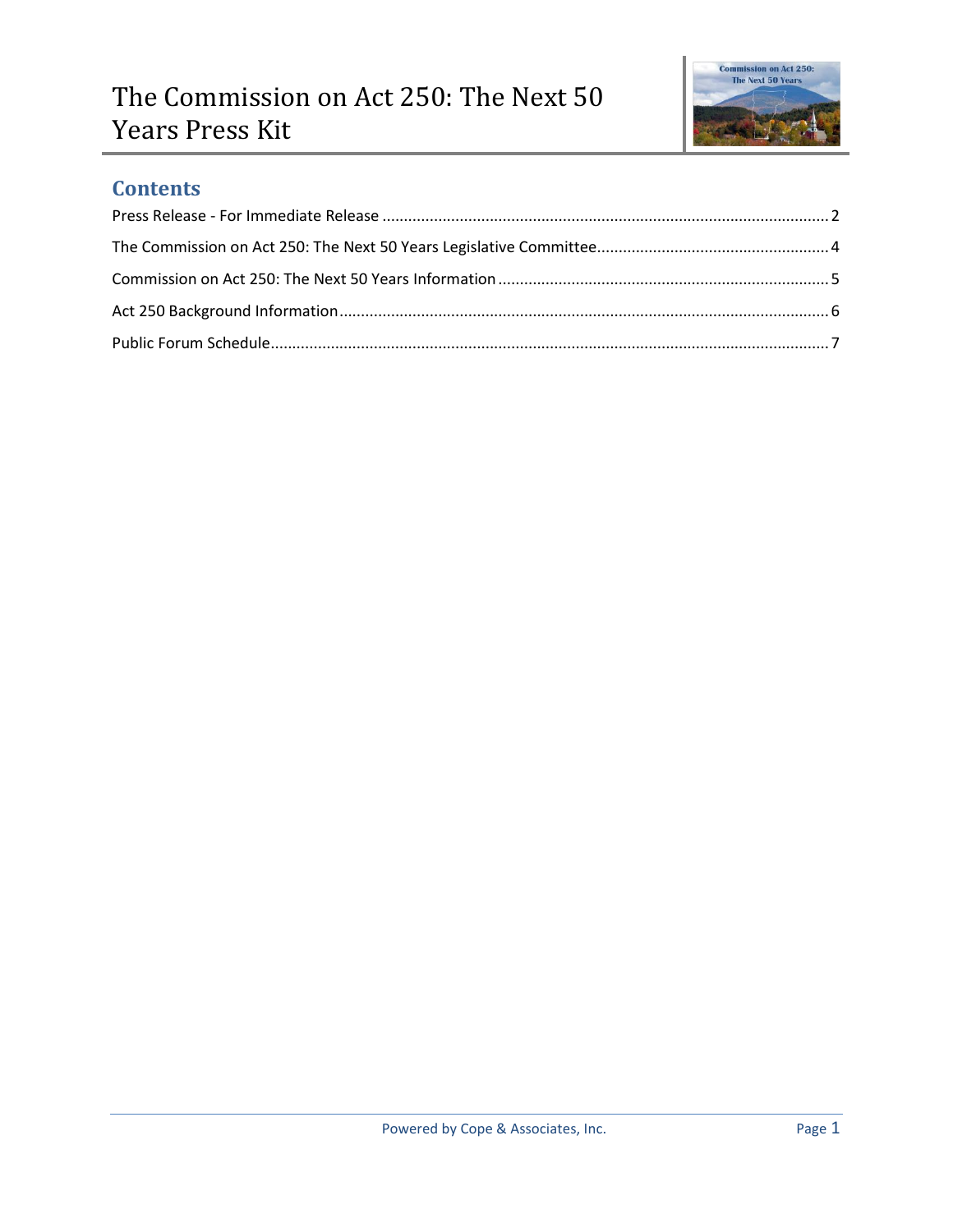# The Commission on Act 250: The Next 50 Years Press Kit

## Contents

Press Release - For Immediate Release .......................................................................................................... 2

The Commission on Act 250: The Next 50 Years Legislative Committee...................................................... 4

Commission on Act 250: The Next 50 Years Information ............................................................................. 5

Act 250 Background Information ................................................................................................................. 6

Public Forum Schedule.................................................................................................................................. 7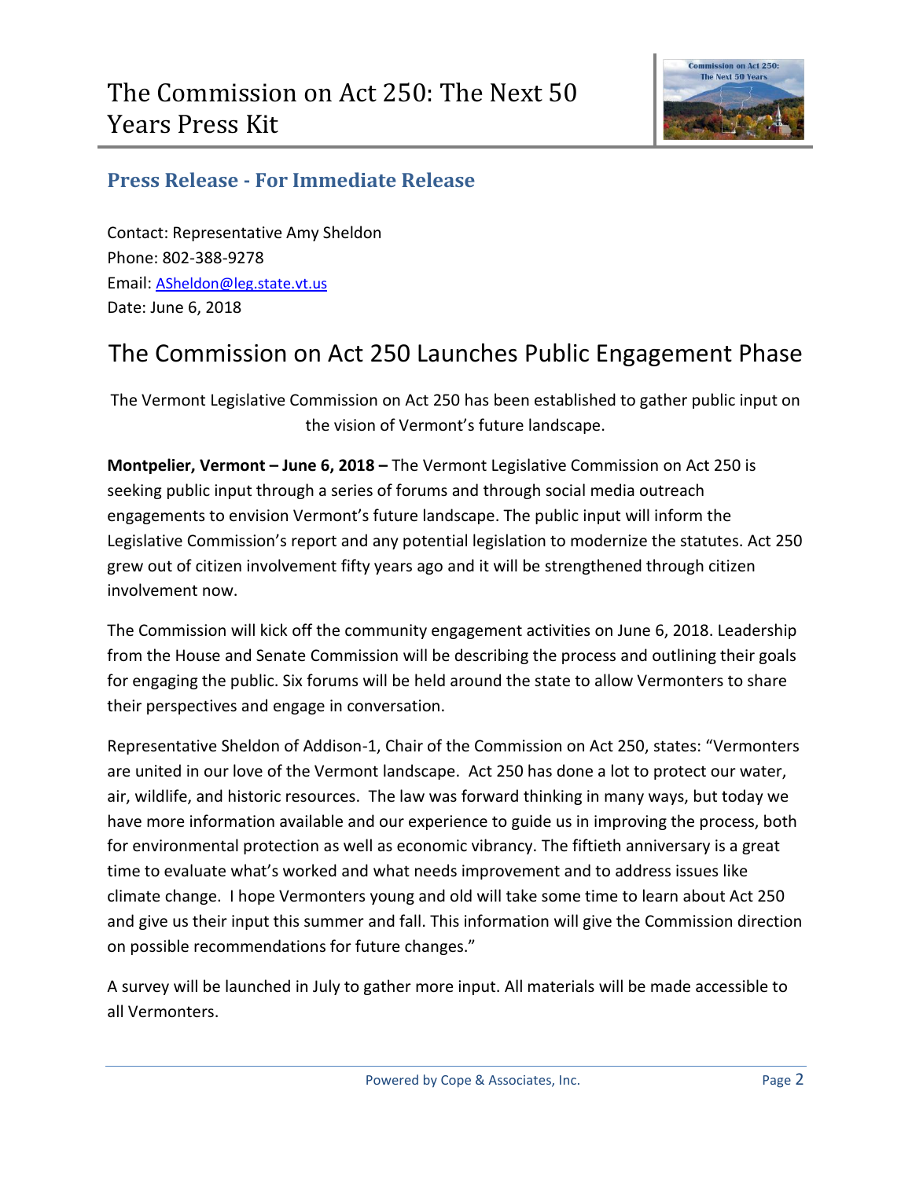# The Commission on Act 250: The Next 50 Years Press Kit

## Press Release - For Immediate Release

Contact: Representative Amy Sheldon
Phone: 802-388-9278
Email: ASheldon@leg.state.vt.us
Date: June 6, 2018

# The Commission on Act 250 Launches Public Engagement Phase

The Vermont Legislative Commission on Act 250 has been established to gather public input on the vision of Vermont's future landscape.

**Montpelier, Vermont – June 6, 2018 –** The Vermont Legislative Commission on Act 250 is seeking public input through a series of forums and through social media outreach engagements to envision Vermont's future landscape. The public input will inform the Legislative Commission's report and any potential legislation to modernize the statutes. Act 250 grew out of citizen involvement fifty years ago and it will be strengthened through citizen involvement now.

The Commission will kick off the community engagement activities on June 6, 2018. Leadership from the House and Senate Commission will be describing the process and outlining their goals for engaging the public. Six forums will be held around the state to allow Vermonters to share their perspectives and engage in conversation.

Representative Sheldon of Addison-1, Chair of the Commission on Act 250, states: "Vermonters are united in our love of the Vermont landscape. Act 250 has done a lot to protect our water, air, wildlife, and historic resources. The law was forward thinking in many ways, but today we have more information available and our experience to guide us in improving the process, both for environmental protection as well as economic vibrancy. The fiftieth anniversary is a great time to evaluate what's worked and what needs improvement and to address issues like climate change. I hope Vermonters young and old will take some time to learn about Act 250 and give us their input this summer and fall. This information will give the Commission direction on possible recommendations for future changes."

A survey will be launched in July to gather more input. All materials will be made accessible to all Vermonters.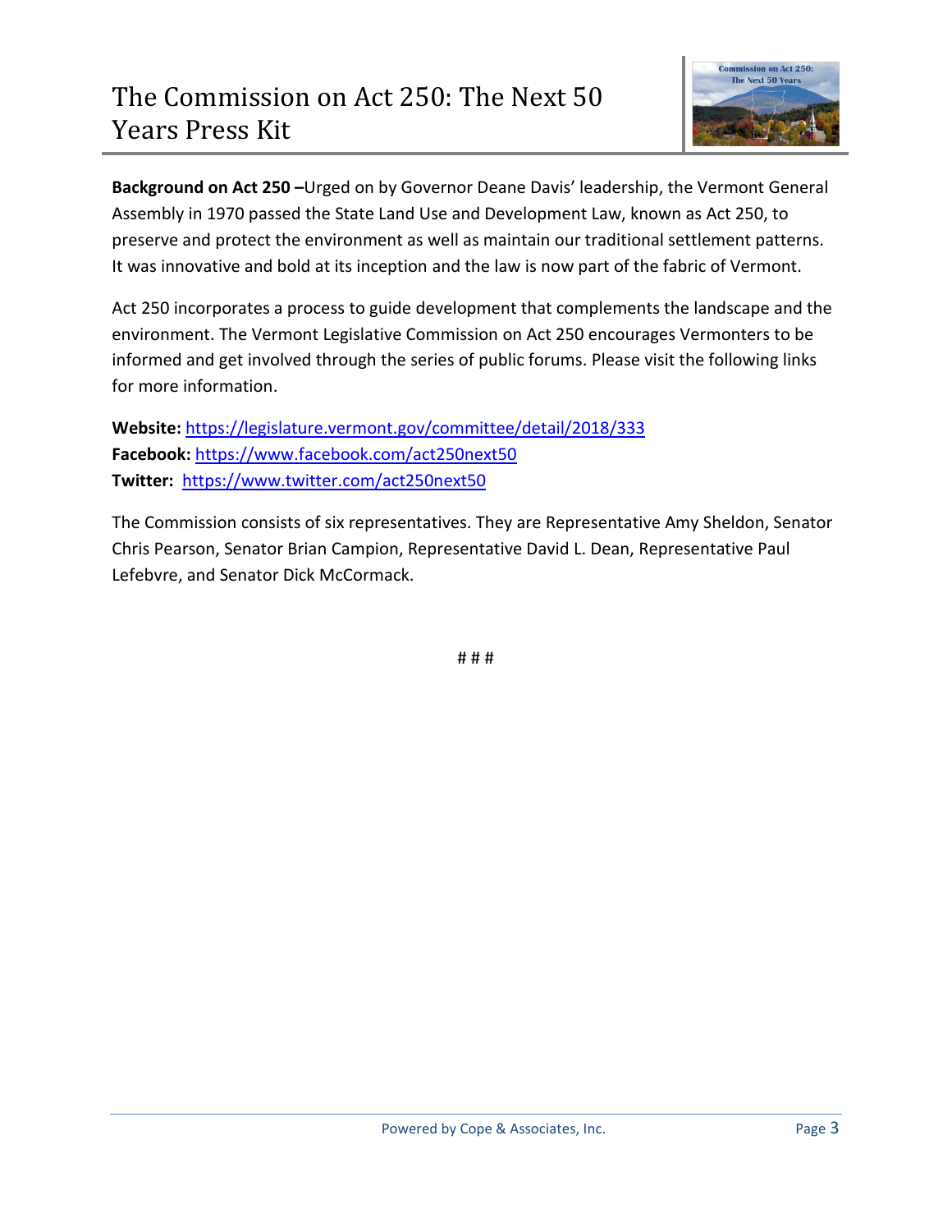**Background on Act 250 –**Urged on by Governor Deane Davis' leadership, the Vermont General Assembly in 1970 passed the State Land Use and Development Law, known as Act 250, to preserve and protect the environment as well as maintain our traditional settlement patterns. It was innovative and bold at its inception and the law is now part of the fabric of Vermont.

Act 250 incorporates a process to guide development that complements the landscape and the environment. The Vermont Legislative Commission on Act 250 encourages Vermonters to be informed and get involved through the series of public forums. Please visit the following links for more information.

**Website:** https://legislature.vermont.gov/committee/detail/2018/333
**Facebook:** https://www.facebook.com/act250next50
**Twitter:** https://www.twitter.com/act250next50

The Commission consists of six representatives. They are Representative Amy Sheldon, Senator Chris Pearson, Senator Brian Campion, Representative David L. Dean, Representative Paul Lefebvre, and Senator Dick McCormack.

# # #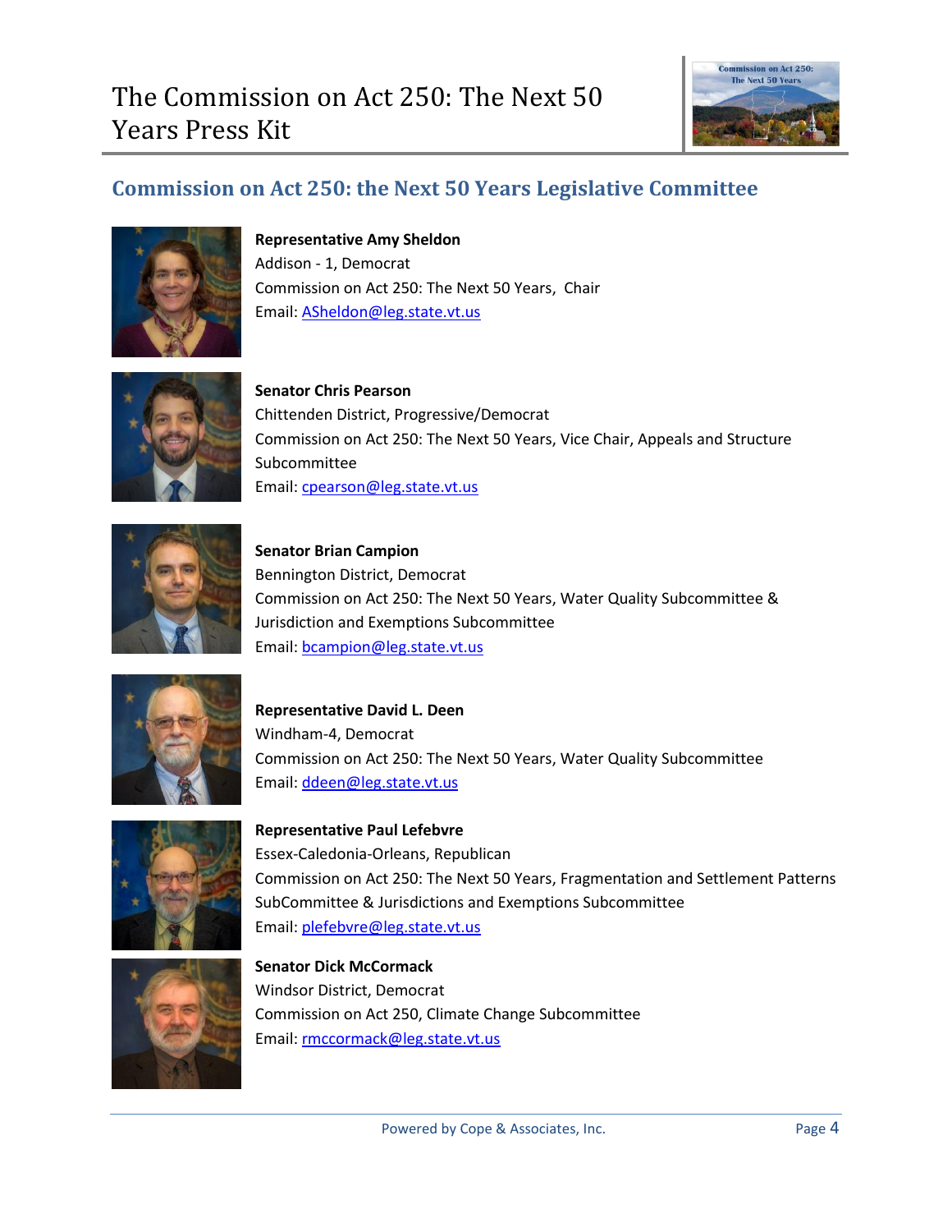## Commission on Act 250: the Next 50 Years Legislative Committee

**Representative Amy Sheldon**
Addison - 1, Democrat
Commission on Act 250: The Next 50 Years, Chair
Email: ASheldon@leg.state.vt.us

**Senator Chris Pearson**
Chittenden District, Progressive/Democrat
Commission on Act 250: The Next 50 Years, Vice Chair, Appeals and Structure Subcommittee
Email: cpearson@leg.state.vt.us

**Senator Brian Campion**
Bennington District, Democrat
Commission on Act 250: The Next 50 Years, Water Quality Subcommittee & Jurisdiction and Exemptions Subcommittee
Email: bcampion@leg.state.vt.us

**Representative David L. Deen**
Windham-4, Democrat
Commission on Act 250: The Next 50 Years, Water Quality Subcommittee
Email: ddeen@leg.state.vt.us

**Representative Paul Lefebvre**
Essex-Caledonia-Orleans, Republican
Commission on Act 250: The Next 50 Years, Fragmentation and Settlement Patterns SubCommittee & Jurisdictions and Exemptions Subcommittee
Email: plefebvre@leg.state.vt.us

**Senator Dick McCormack**
Windsor District, Democrat
Commission on Act 250, Climate Change Subcommittee
Email: rmccormack@leg.state.vt.us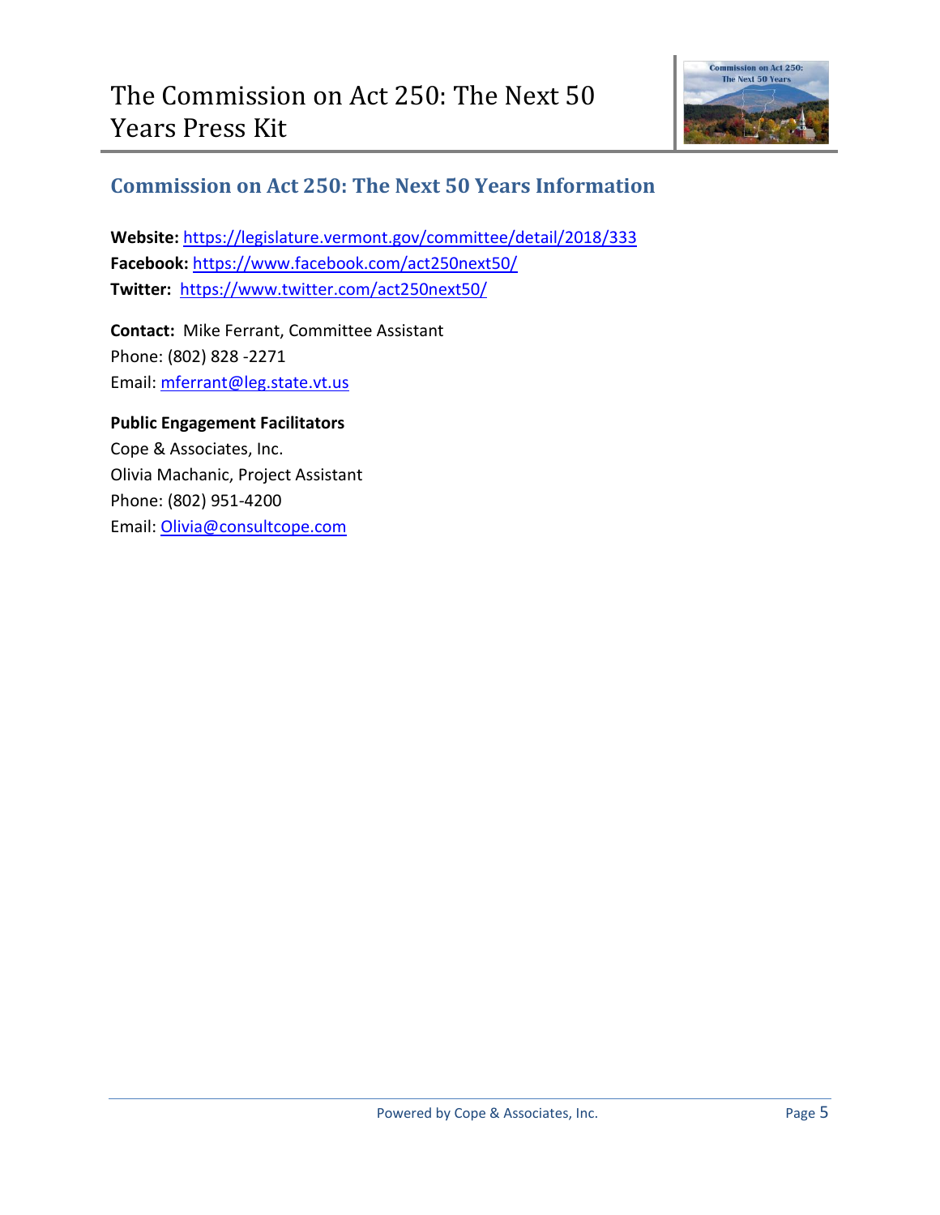## Commission on Act 250: The Next 50 Years Information

**Website:** https://legislature.vermont.gov/committee/detail/2018/333
**Facebook:** https://www.facebook.com/act250next50/
**Twitter:** https://www.twitter.com/act250next50/

**Contact:** Mike Ferrant, Committee Assistant
Phone: (802) 828 -2271
Email: mferrant@leg.state.vt.us

**Public Engagement Facilitators**
Cope & Associates, Inc.
Olivia Machanic, Project Assistant
Phone: (802) 951-4200
Email: Olivia@consultcope.com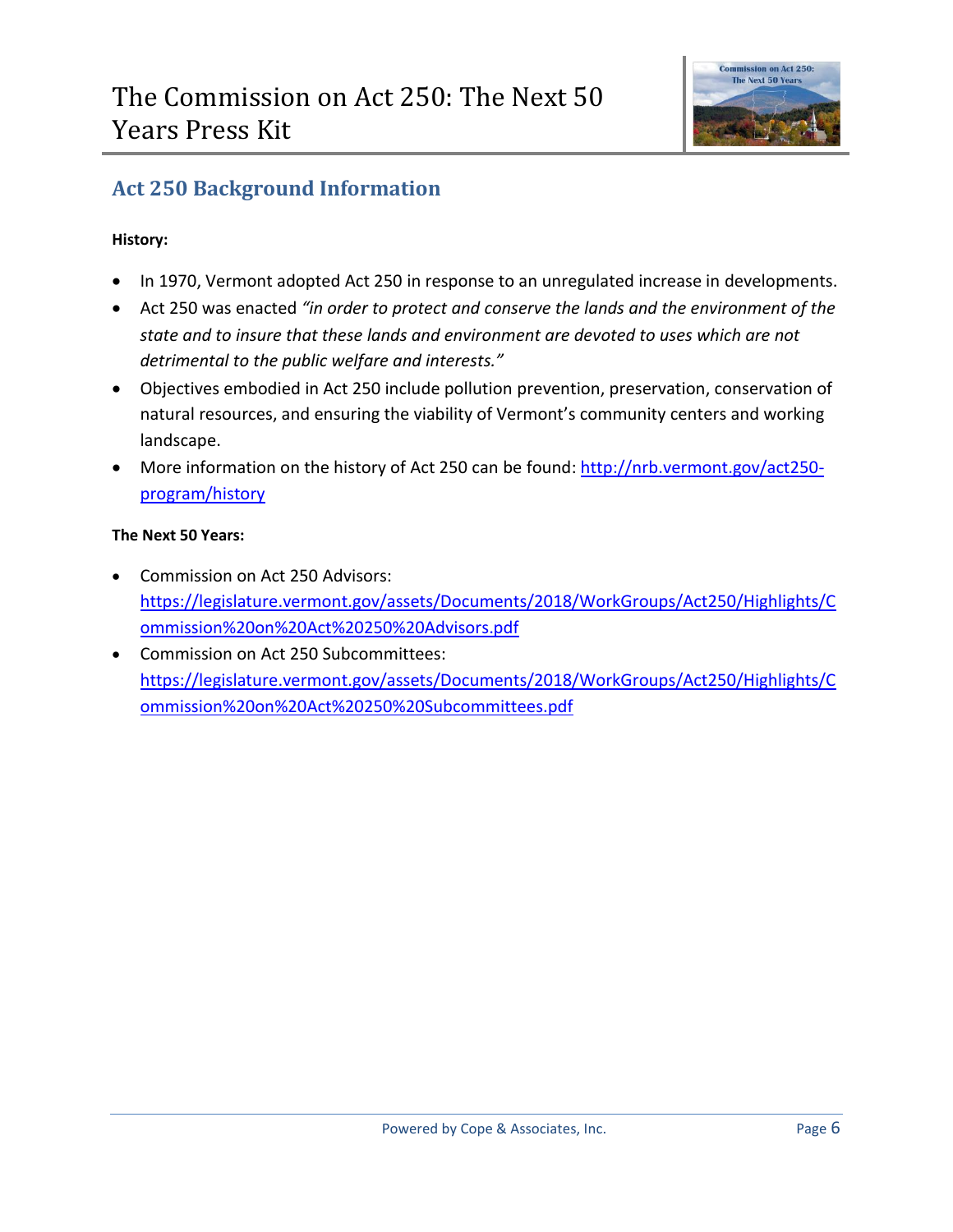## Act 250 Background Information

**History:**

- In 1970, Vermont adopted Act 250 in response to an unregulated increase in developments.
- Act 250 was enacted *"in order to protect and conserve the lands and the environment of the state and to insure that these lands and environment are devoted to uses which are not detrimental to the public welfare and interests."*
- Objectives embodied in Act 250 include pollution prevention, preservation, conservation of natural resources, and ensuring the viability of Vermont's community centers and working landscape.
- More information on the history of Act 250 can be found: [http://nrb.vermont.gov/act250-program/history](http://nrb.vermont.gov/act250-program/history)

**The Next 50 Years:**

- Commission on Act 250 Advisors: [https://legislature.vermont.gov/assets/Documents/2018/WorkGroups/Act250/Highlights/Commission%20on%20Act%20250%20Advisors.pdf](https://legislature.vermont.gov/assets/Documents/2018/WorkGroups/Act250/Highlights/Commission%20on%20Act%20250%20Advisors.pdf)
- Commission on Act 250 Subcommittees: [https://legislature.vermont.gov/assets/Documents/2018/WorkGroups/Act250/Highlights/Commission%20on%20Act%20250%20Subcommittees.pdf](https://legislature.vermont.gov/assets/Documents/2018/WorkGroups/Act250/Highlights/Commission%20on%20Act%20250%20Subcommittees.pdf)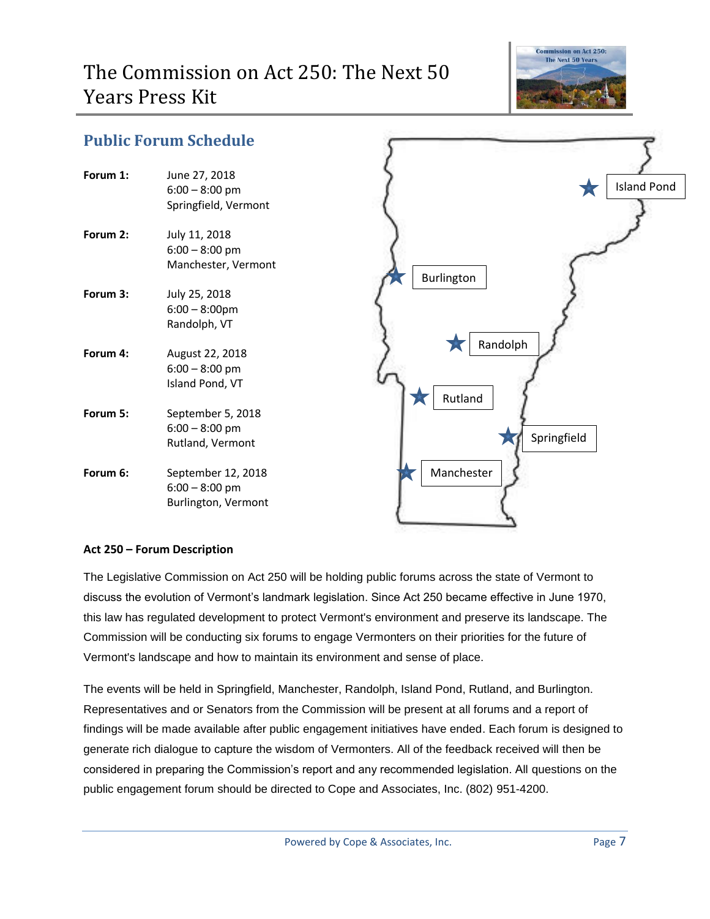# The Commission on Act 250: The Next 50 Years Press Kit

## Public Forum Schedule

**Forum 1:** June 27, 2018
6:00 – 8:00 pm
Springfield, Vermont

**Forum 2:** July 11, 2018
6:00 – 8:00 pm
Manchester, Vermont

**Forum 3:** July 25, 2018
6:00 – 8:00pm
Randolph, VT

**Forum 4:** August 22, 2018
6:00 – 8:00 pm
Island Pond, VT

**Forum 5:** September 5, 2018
6:00 – 8:00 pm
Rutland, Vermont

**Forum 6:** September 12, 2018
6:00 – 8:00 pm
Burlington, Vermont

Island Pond
Burlington
Randolph
Rutland
Springfield
Manchester

**Act 250 – Forum Description**

The Legislative Commission on Act 250 will be holding public forums across the state of Vermont to discuss the evolution of Vermont's landmark legislation. Since Act 250 became effective in June 1970, this law has regulated development to protect Vermont's environment and preserve its landscape. The Commission will be conducting six forums to engage Vermonters on their priorities for the future of Vermont's landscape and how to maintain its environment and sense of place.

The events will be held in Springfield, Manchester, Randolph, Island Pond, Rutland, and Burlington. Representatives and or Senators from the Commission will be present at all forums and a report of findings will be made available after public engagement initiatives have ended. Each forum is designed to generate rich dialogue to capture the wisdom of Vermonters. All of the feedback received will then be considered in preparing the Commission's report and any recommended legislation. All questions on the public engagement forum should be directed to Cope and Associates, Inc. (802) 951-4200.